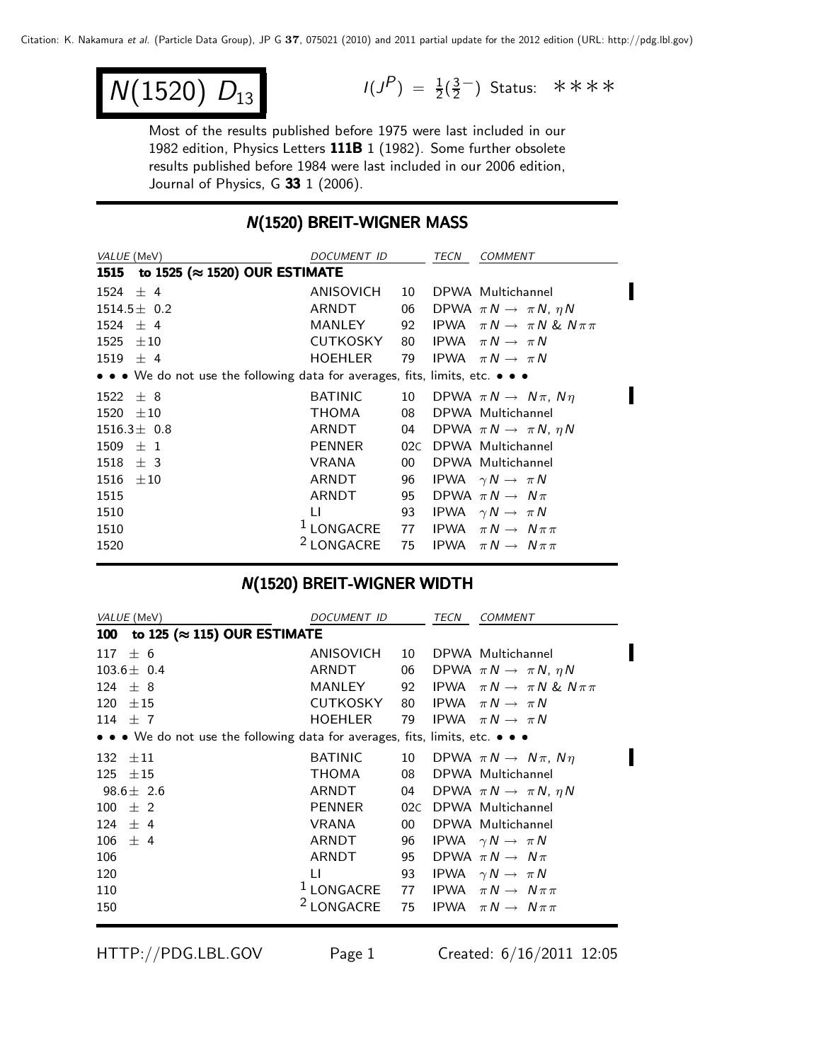# $N(1520)$ $D_{13}$

$I(J^P) = \frac{1}{2}(\frac{3}{2}^-)$ Status: ∗∗∗∗

Most of the results published before 1975 were last included in our 1982 edition, Physics Letters **111B** 1 (1982). Some further obsolete results published before 1984 were last included in our 2006 edition, Journal of Physics, G **33** 1 (2006).

## N(1520) BREIT-WIGNER MASS

| *VALUE* (MeV) | *DOCUMENT ID* | | *TECN* | *COMMENT* |
|---|---|---|---|---|
| **1515 to 1525 (≈ 1520) OUR ESTIMATE** | | | | |
| 1524 ± 4 | ANISOVICH | 10 | DPWA | Multichannel |
| 1514.5 ± 0.2 | ARNDT | 06 | DPWA | $\pi N \to \pi N$, $\eta N$ |
| 1524 ± 4 | MANLEY | 92 | IPWA | $\pi N \to \pi N$ & $N\pi\pi$ |
| 1525 ± 10 | CUTKOSKY | 80 | IPWA | $\pi N \to \pi N$ |
| 1519 ± 4 | HOEHLER | 79 | IPWA | $\pi N \to \pi N$ |
| • • • We do not use the following data for averages, fits, limits, etc. • • • | | | | |
| 1522 ± 8 | BATINIC | 10 | DPWA | $\pi N \to N\pi$, $N\eta$ |
| 1520 ± 10 | THOMA | 08 | DPWA | Multichannel |
| 1516.3 ± 0.8 | ARNDT | 04 | DPWA | $\pi N \to \pi N$, $\eta N$ |
| 1509 ± 1 | PENNER | 02C | DPWA | Multichannel |
| 1518 ± 3 | VRANA | 00 | DPWA | Multichannel |
| 1516 ± 10 | ARNDT | 96 | IPWA | $\gamma N \to \pi N$ |
| 1515 | ARNDT | 95 | DPWA | $\pi N \to N\pi$ |
| 1510 | LI | 93 | IPWA | $\gamma N \to \pi N$ |
| 1510 | [1] LONGACRE | 77 | IPWA | $\pi N \to N\pi\pi$ |
| 1520 | [2] LONGACRE | 75 | IPWA | $\pi N \to N\pi\pi$ |

## N(1520) BREIT-WIGNER WIDTH

| *VALUE* (MeV) | *DOCUMENT ID* | | *TECN* | *COMMENT* |
|---|---|---|---|---|
| **100 to 125 (≈ 115) OUR ESTIMATE** | | | | |
| 117 ± 6 | ANISOVICH | 10 | DPWA | Multichannel |
| 103.6 ± 0.4 | ARNDT | 06 | DPWA | $\pi N \to \pi N$, $\eta N$ |
| 124 ± 8 | MANLEY | 92 | IPWA | $\pi N \to \pi N$ & $N\pi\pi$ |
| 120 ± 15 | CUTKOSKY | 80 | IPWA | $\pi N \to \pi N$ |
| 114 ± 7 | HOEHLER | 79 | IPWA | $\pi N \to \pi N$ |
| • • • We do not use the following data for averages, fits, limits, etc. • • • | | | | |
| 132 ± 11 | BATINIC | 10 | DPWA | $\pi N \to N\pi$, $N\eta$ |
| 125 ± 15 | THOMA | 08 | DPWA | Multichannel |
| 98.6 ± 2.6 | ARNDT | 04 | DPWA | $\pi N \to \pi N$, $\eta N$ |
| 100 ± 2 | PENNER | 02C | DPWA | Multichannel |
| 124 ± 4 | VRANA | 00 | DPWA | Multichannel |
| 106 ± 4 | ARNDT | 96 | IPWA | $\gamma N \to \pi N$ |
| 106 | ARNDT | 95 | DPWA | $\pi N \to N\pi$ |
| 120 | LI | 93 | IPWA | $\gamma N \to \pi N$ |
| 110 | [1] LONGACRE | 77 | IPWA | $\pi N \to N\pi\pi$ |
| 150 | [2] LONGACRE | 75 | IPWA | $\pi N \to N\pi\pi$ |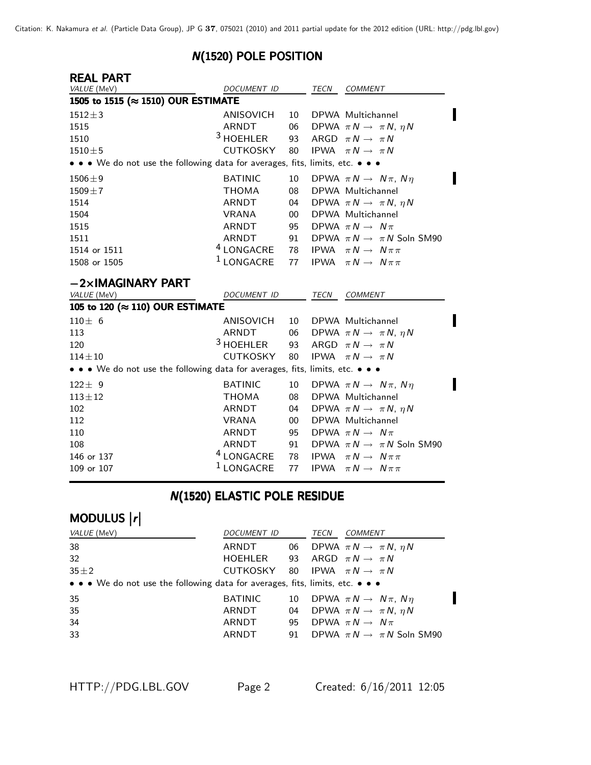## N(1520) POLE POSITION

### REAL PART

| VALUE (MeV) | DOCUMENT ID | | TECN | COMMENT |
|---|---|---|---|---|
| **1505 to 1515 (≈ 1510) OUR ESTIMATE** | | | | |
| 1512±3 | ANISOVICH | 10 | DPWA | Multichannel |
| 1515 | ARNDT | 06 | DPWA | $\pi N \rightarrow \pi N$, $\eta N$ |
| 1510 | [3] HOEHLER | 93 | ARGD | $\pi N \rightarrow \pi N$ |
| 1510±5 | CUTKOSKY | 80 | IPWA | $\pi N \rightarrow \pi N$ |
| • • • We do not use the following data for averages, fits, limits, etc. • • • | | | | |
| 1506±9 | BATINIC | 10 | DPWA | $\pi N \rightarrow N\pi$, $N\eta$ |
| 1509±7 | THOMA | 08 | DPWA | Multichannel |
| 1514 | ARNDT | 04 | DPWA | $\pi N \rightarrow \pi N$, $\eta N$ |
| 1504 | VRANA | 00 | DPWA | Multichannel |
| 1515 | ARNDT | 95 | DPWA | $\pi N \rightarrow N\pi$ |
| 1511 | ARNDT | 91 | DPWA | $\pi N \rightarrow \pi N$ Soln SM90 |
| 1514 or 1511 | [4] LONGACRE | 78 | IPWA | $\pi N \rightarrow N\pi\pi$ |
| 1508 or 1505 | [1] LONGACRE | 77 | IPWA | $\pi N \rightarrow N\pi\pi$ |

### −2×IMAGINARY PART

| VALUE (MeV) | DOCUMENT ID | | TECN | COMMENT |
|---|---|---|---|---|
| **105 to 120 (≈ 110) OUR ESTIMATE** | | | | |
| 110± 6 | ANISOVICH | 10 | DPWA | Multichannel |
| 113 | ARNDT | 06 | DPWA | $\pi N \rightarrow \pi N$, $\eta N$ |
| 120 | [3] HOEHLER | 93 | ARGD | $\pi N \rightarrow \pi N$ |
| 114±10 | CUTKOSKY | 80 | IPWA | $\pi N \rightarrow \pi N$ |
| • • • We do not use the following data for averages, fits, limits, etc. • • • | | | | |
| 122± 9 | BATINIC | 10 | DPWA | $\pi N \rightarrow N\pi$, $N\eta$ |
| 113±12 | THOMA | 08 | DPWA | Multichannel |
| 102 | ARNDT | 04 | DPWA | $\pi N \rightarrow \pi N$, $\eta N$ |
| 112 | VRANA | 00 | DPWA | Multichannel |
| 110 | ARNDT | 95 | DPWA | $\pi N \rightarrow N\pi$ |
| 108 | ARNDT | 91 | DPWA | $\pi N \rightarrow \pi N$ Soln SM90 |
| 146 or 137 | [4] LONGACRE | 78 | IPWA | $\pi N \rightarrow N\pi\pi$ |
| 109 or 107 | [1] LONGACRE | 77 | IPWA | $\pi N \rightarrow N\pi\pi$ |

## N(1520) ELASTIC POLE RESIDUE

### MODULUS |r|

| VALUE (MeV) | DOCUMENT ID | | TECN | COMMENT |
|---|---|---|---|---|
| 38 | ARNDT | 06 | DPWA | $\pi N \rightarrow \pi N$, $\eta N$ |
| 32 | HOEHLER | 93 | ARGD | $\pi N \rightarrow \pi N$ |
| 35±2 | CUTKOSKY | 80 | IPWA | $\pi N \rightarrow \pi N$ |
| • • • We do not use the following data for averages, fits, limits, etc. • • • | | | | |
| 35 | BATINIC | 10 | DPWA | $\pi N \rightarrow N\pi$, $N\eta$ |
| 35 | ARNDT | 04 | DPWA | $\pi N \rightarrow \pi N$, $\eta N$ |
| 34 | ARNDT | 95 | DPWA | $\pi N \rightarrow N\pi$ |
| 33 | ARNDT | 91 | DPWA | $\pi N \rightarrow \pi N$ Soln SM90 |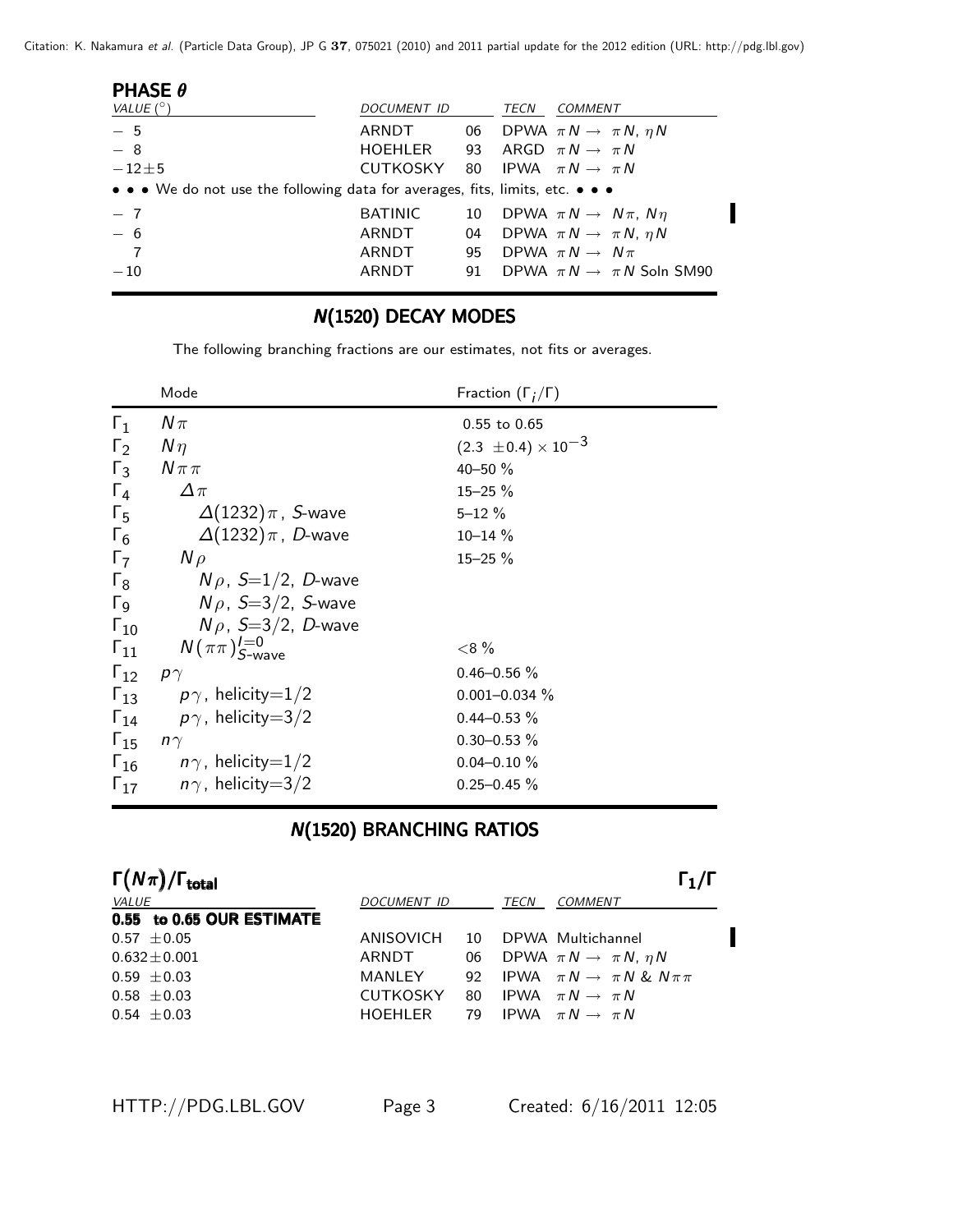### PHASE $\theta$

| VALUE (°) | DOCUMENT ID | | TECN | COMMENT |
|---|---|---|---|---|
| − 5 | ARNDT | 06 | DPWA | $\pi N \to \pi N$, $\eta N$ |
| − 8 | HOEHLER | 93 | ARGD | $\pi N \to \pi N$ |
| −12±5 | CUTKOSKY | 80 | IPWA | $\pi N \to \pi N$ |
| • • • We do not use the following data for averages, fits, limits, etc. • • • | | | | |
| − 7 | BATINIC | 10 | DPWA | $\pi N \to N\pi$, $N\eta$ |
| − 6 | ARNDT | 04 | DPWA | $\pi N \to \pi N$, $\eta N$ |
| 7 | ARNDT | 95 | DPWA | $\pi N \to N\pi$ |
| −10 | ARNDT | 91 | DPWA | $\pi N \to \pi N$ Soln SM90 |

## N(1520) DECAY MODES

The following branching fractions are our estimates, not fits or averages.

| | Mode | Fraction ($\Gamma_i/\Gamma$) |
|---|---|---|
| $\Gamma_1$ | $N\pi$ | 0.55 to 0.65 |
| $\Gamma_2$ | $N\eta$ | $(2.3 \pm 0.4) \times 10^{-3}$ |
| $\Gamma_3$ | $N\pi\pi$ | 40–50 % |
| $\Gamma_4$ | $\Delta\pi$ | 15–25 % |
| $\Gamma_5$ | $\Delta(1232)\pi$, *S*-wave | 5–12 % |
| $\Gamma_6$ | $\Delta(1232)\pi$, *D*-wave | 10–14 % |
| $\Gamma_7$ | $N\rho$ | 15–25 % |
| $\Gamma_8$ | $N\rho$, $S$=1/2, *D*-wave | |
| $\Gamma_9$ | $N\rho$, $S$=3/2, *S*-wave | |
| $\Gamma_{10}$ | $N\rho$, $S$=3/2, *D*-wave | |
| $\Gamma_{11}$ | $N(\pi\pi)^{I=0}_{S\text{-wave}}$ | <8 % |
| $\Gamma_{12}$ | $p\gamma$ | 0.46–0.56 % |
| $\Gamma_{13}$ | $p\gamma$, helicity=1/2 | 0.001–0.034 % |
| $\Gamma_{14}$ | $p\gamma$, helicity=3/2 | 0.44–0.53 % |
| $\Gamma_{15}$ | $n\gamma$ | 0.30–0.53 % |
| $\Gamma_{16}$ | $n\gamma$, helicity=1/2 | 0.04–0.10 % |
| $\Gamma_{17}$ | $n\gamma$, helicity=3/2 | 0.25–0.45 % |

## N(1520) BRANCHING RATIOS

### $\Gamma(N\pi)/\Gamma_{total}$ — $\Gamma_1/\Gamma$

| VALUE | DOCUMENT ID | | TECN | COMMENT |
|---|---|---|---|---|
| **0.55 to 0.65 OUR ESTIMATE** | | | | |
| 0.57 ±0.05 | ANISOVICH | 10 | DPWA | Multichannel |
| 0.632±0.001 | ARNDT | 06 | DPWA | $\pi N \to \pi N$, $\eta N$ |
| 0.59 ±0.03 | MANLEY | 92 | IPWA | $\pi N \to \pi N$ & $N\pi\pi$ |
| 0.58 ±0.03 | CUTKOSKY | 80 | IPWA | $\pi N \to \pi N$ |
| 0.54 ±0.03 | HOEHLER | 79 | IPWA | $\pi N \to \pi N$ |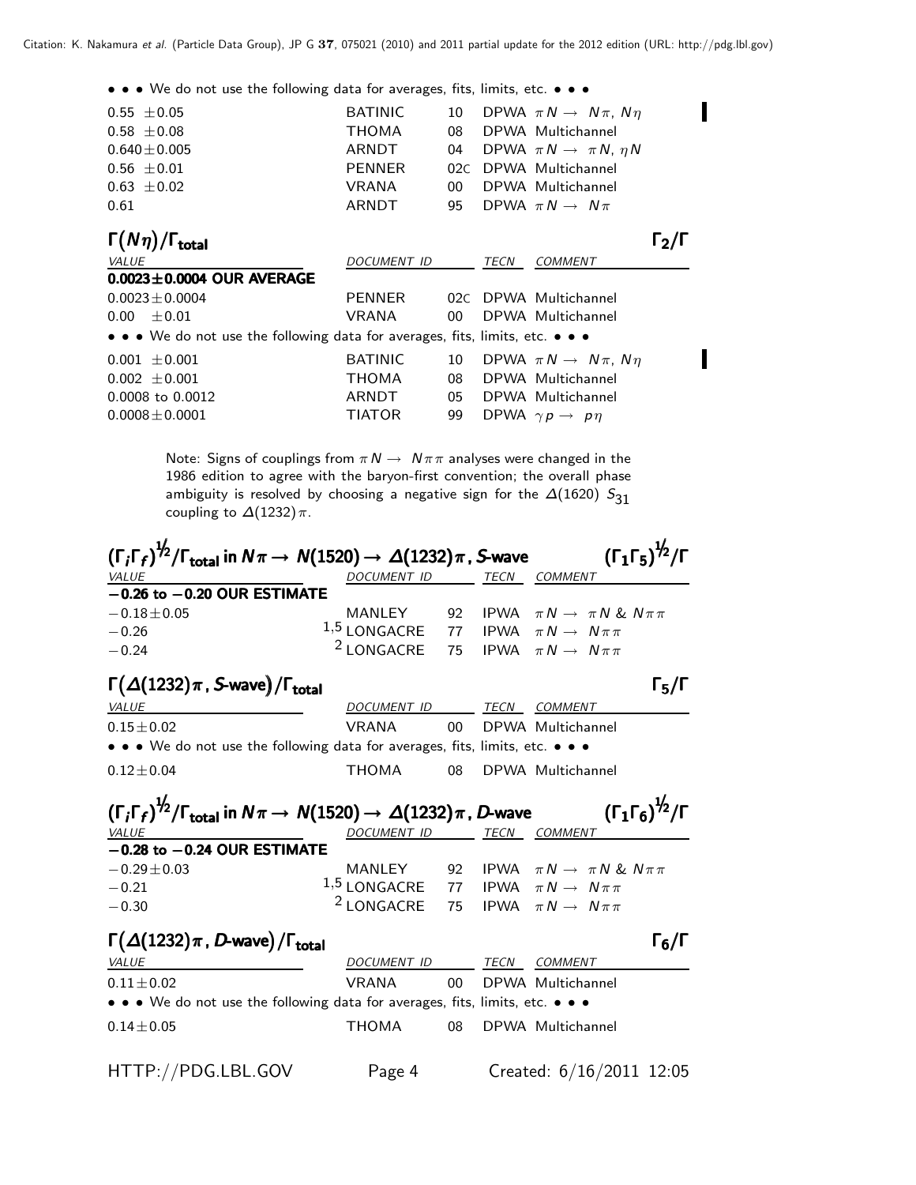• • • We do not use the following data for averages, fits, limits, etc. • • •

| | | | |
|---|---|---|---|
| 0.55 ±0.05 | BATINIC | 10 | DPWA $\pi N \rightarrow N\pi$, $N\eta$ |
| 0.58 ±0.08 | THOMA | 08 | DPWA Multichannel |
| 0.640±0.005 | ARNDT | 04 | DPWA $\pi N \rightarrow \pi N$, $\eta N$ |
| 0.56 ±0.01 | PENNER | 02C | DPWA Multichannel |
| 0.63 ±0.02 | VRANA | 00 | DPWA Multichannel |
| 0.61 | ARNDT | 95 | DPWA $\pi N \rightarrow N\pi$ |

### $\Gamma(N\eta)/\Gamma_{total}$ — $\Gamma_2/\Gamma$

| VALUE | DOCUMENT ID | TECN | COMMENT |
|---|---|---|---|
| **0.0023±0.0004 OUR AVERAGE** | | | |
| 0.0023±0.0004 | PENNER 02C | DPWA | Multichannel |
| 0.00 ±0.01 | VRANA 00 | DPWA | Multichannel |
| • • • We do not use the following data for averages, fits, limits, etc. • • • | | | |
| 0.001 ±0.001 | BATINIC 10 | DPWA | $\pi N \rightarrow N\pi$, $N\eta$ |
| 0.002 ±0.001 | THOMA 08 | DPWA | Multichannel |
| 0.0008 to 0.0012 | ARNDT 05 | DPWA | Multichannel |
| 0.0008±0.0001 | TIATOR 99 | DPWA | $\gamma p \rightarrow p\eta$ |

Note: Signs of couplings from $\pi N \rightarrow N\pi\pi$ analyses were changed in the 1986 edition to agree with the baryon-first convention; the overall phase ambiguity is resolved by choosing a negative sign for the $\Delta(1620)$ $S_{31}$ coupling to $\Delta(1232)\pi$.

### $(\Gamma_i\Gamma_f)^{1/2}/\Gamma_{total}$ in $N\pi \rightarrow N(1520) \rightarrow \Delta(1232)\pi$, S-wave — $(\Gamma_1\Gamma_5)^{1/2}/\Gamma$

| VALUE | DOCUMENT ID | TECN | COMMENT |
|---|---|---|---|
| **−0.26 to −0.20 OUR ESTIMATE** | | | |
| −0.18±0.05 | MANLEY 92 | IPWA | $\pi N \rightarrow \pi N$ & $N\pi\pi$ |
| −0.26 | [1,5] LONGACRE 77 | IPWA | $\pi N \rightarrow N\pi\pi$ |
| −0.24 | [2] LONGACRE 75 | IPWA | $\pi N \rightarrow N\pi\pi$ |

### $\Gamma(\Delta(1232)\pi$, S-wave$)/\Gamma_{total}$ — $\Gamma_5/\Gamma$

| VALUE | DOCUMENT ID | TECN | COMMENT |
|---|---|---|---|
| 0.15±0.02 | VRANA 00 | DPWA | Multichannel |
| • • • We do not use the following data for averages, fits, limits, etc. • • • | | | |
| 0.12±0.04 | THOMA 08 | DPWA | Multichannel |

### $(\Gamma_i\Gamma_f)^{1/2}/\Gamma_{total}$ in $N\pi \rightarrow N(1520) \rightarrow \Delta(1232)\pi$, D-wave — $(\Gamma_1\Gamma_6)^{1/2}/\Gamma$

| VALUE | DOCUMENT ID | TECN | COMMENT |
|---|---|---|---|
| **−0.28 to −0.24 OUR ESTIMATE** | | | |
| −0.29±0.03 | MANLEY 92 | IPWA | $\pi N \rightarrow \pi N$ & $N\pi\pi$ |
| −0.21 | [1,5] LONGACRE 77 | IPWA | $\pi N \rightarrow N\pi\pi$ |
| −0.30 | [2] LONGACRE 75 | IPWA | $\pi N \rightarrow N\pi\pi$ |

### $\Gamma(\Delta(1232)\pi$, D-wave$)/\Gamma_{total}$ — $\Gamma_6/\Gamma$

| VALUE | DOCUMENT ID | TECN | COMMENT |
|---|---|---|---|
| 0.11±0.02 | VRANA 00 | DPWA | Multichannel |
| • • • We do not use the following data for averages, fits, limits, etc. • • • | | | |
| 0.14±0.05 | THOMA 08 | DPWA | Multichannel |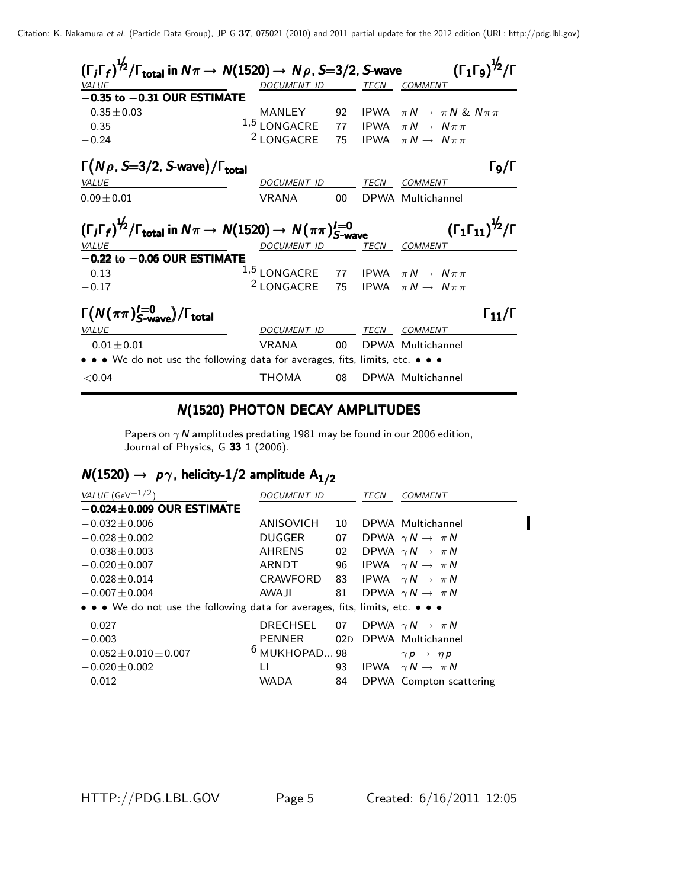### $(\Gamma_i\Gamma_f)^{1/2}/\Gamma_{total}$ in $N\pi \rightarrow N(1520) \rightarrow N\rho$, S=3/2, S-wave — $(\Gamma_1\Gamma_9)^{1/2}/\Gamma$

| VALUE | DOCUMENT ID | | TECN | COMMENT |
|---|---|---|---|---|
| **−0.35 to −0.31 OUR ESTIMATE** | | | | |
| $-0.35\pm0.03$ | MANLEY | 92 | IPWA | $\pi N \rightarrow \pi N$ & $N\pi\pi$ |
| $-0.35$ | [1,5] LONGACRE | 77 | IPWA | $\pi N \rightarrow N\pi\pi$ |
| $-0.24$ | [2] LONGACRE | 75 | IPWA | $\pi N \rightarrow N\pi\pi$ |

### $\Gamma(N\rho$, S=3/2, S-wave$)/\Gamma_{total}$ — $\Gamma_9/\Gamma$

| VALUE | DOCUMENT ID | | TECN | COMMENT |
|---|---|---|---|---|
| $0.09\pm0.01$ | VRANA | 00 | DPWA | Multichannel |

### $(\Gamma_i\Gamma_f)^{1/2}/\Gamma_{total}$ in $N\pi \rightarrow N(1520) \rightarrow N(\pi\pi)^{I=0}_{S\text{-wave}}$ — $(\Gamma_1\Gamma_{11})^{1/2}/\Gamma$

| VALUE | DOCUMENT ID | | TECN | COMMENT |
|---|---|---|---|---|
| **−0.22 to −0.06 OUR ESTIMATE** | | | | |
| $-0.13$ | [1,5] LONGACRE | 77 | IPWA | $\pi N \rightarrow N\pi\pi$ |
| $-0.17$ | [2] LONGACRE | 75 | IPWA | $\pi N \rightarrow N\pi\pi$ |

### $\Gamma(N(\pi\pi)^{I=0}_{S\text{-wave}})/\Gamma_{total}$ — $\Gamma_{11}/\Gamma$

| VALUE | DOCUMENT ID | | TECN | COMMENT |
|---|---|---|---|---|
| $0.01\pm0.01$ | VRANA | 00 | DPWA | Multichannel |
| • • • We do not use the following data for averages, fits, limits, etc. • • • | | | | |
| $<0.04$ | THOMA | 08 | DPWA | Multichannel |

## N(1520) PHOTON DECAY AMPLITUDES

Papers on $\gamma N$ amplitudes predating 1981 may be found in our 2006 edition, Journal of Physics, G **33** 1 (2006).

### $N(1520) \rightarrow p\gamma$, helicity-1/2 amplitude $A_{1/2}$

| VALUE (GeV$^{-1/2}$) | DOCUMENT ID | | TECN | COMMENT |
|---|---|---|---|---|
| **−0.024±0.009 OUR ESTIMATE** | | | | |
| $-0.032\pm0.006$ | ANISOVICH | 10 | DPWA | Multichannel |
| $-0.028\pm0.002$ | DUGGER | 07 | DPWA | $\gamma N \rightarrow \pi N$ |
| $-0.038\pm0.003$ | AHRENS | 02 | DPWA | $\gamma N \rightarrow \pi N$ |
| $-0.020\pm0.007$ | ARNDT | 96 | IPWA | $\gamma N \rightarrow \pi N$ |
| $-0.028\pm0.014$ | CRAWFORD | 83 | IPWA | $\gamma N \rightarrow \pi N$ |
| $-0.007\pm0.004$ | AWAJI | 81 | DPWA | $\gamma N \rightarrow \pi N$ |
| • • • We do not use the following data for averages, fits, limits, etc. • • • | | | | |
| $-0.027$ | DRECHSEL | 07 | DPWA | $\gamma N \rightarrow \pi N$ |
| $-0.003$ | PENNER | 02D | DPWA | Multichannel |
| $-0.052\pm0.010\pm0.007$ | [6] MUKHOPAD... | 98 | | $\gamma p \rightarrow \eta p$ |
| $-0.020\pm0.002$ | LI | 93 | IPWA | $\gamma N \rightarrow \pi N$ |
| $-0.012$ | WADA | 84 | DPWA | Compton scattering |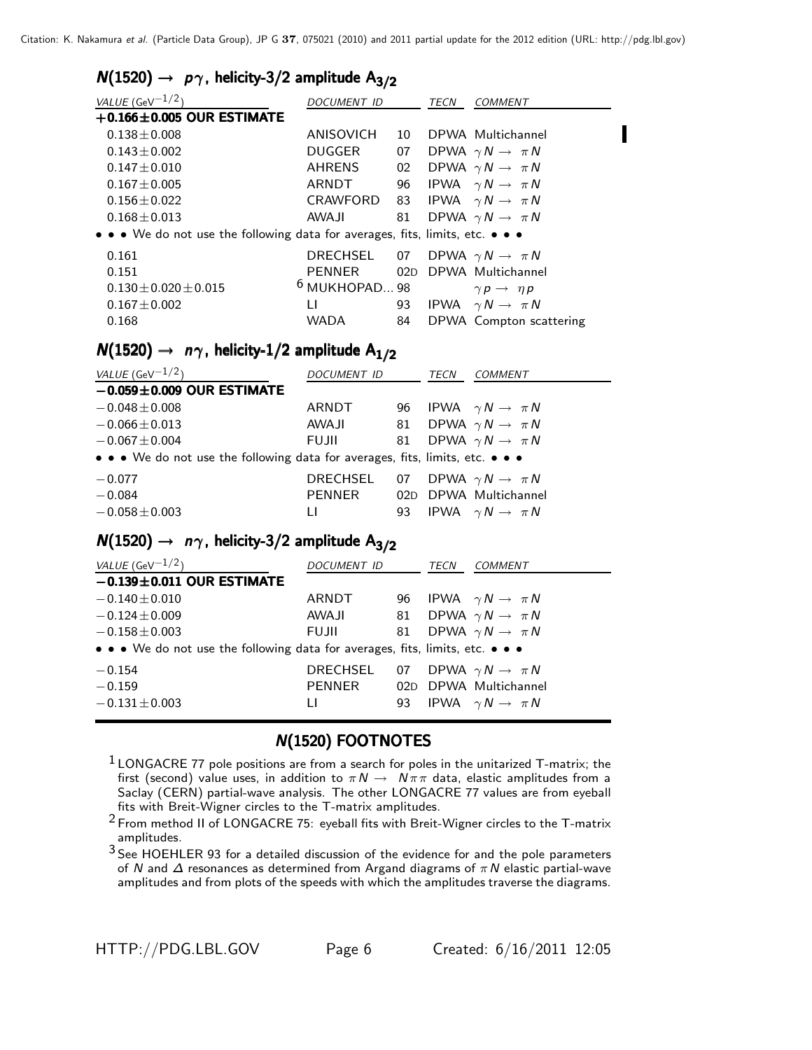## $N(1520) \rightarrow p\gamma$, helicity-3/2 amplitude $A_{3/2}$

| VALUE ($\mathrm{GeV}^{-1/2}$) | DOCUMENT ID | | TECN | COMMENT |
|---|---|---|---|---|
| **+0.166±0.005 OUR ESTIMATE** | | | | |
| 0.138±0.008 | ANISOVICH | 10 | DPWA | Multichannel |
| 0.143±0.002 | DUGGER | 07 | DPWA | $\gamma N \rightarrow \pi N$ |
| 0.147±0.010 | AHRENS | 02 | DPWA | $\gamma N \rightarrow \pi N$ |
| 0.167±0.005 | ARNDT | 96 | IPWA | $\gamma N \rightarrow \pi N$ |
| 0.156±0.022 | CRAWFORD | 83 | IPWA | $\gamma N \rightarrow \pi N$ |
| 0.168±0.013 | AWAJI | 81 | DPWA | $\gamma N \rightarrow \pi N$ |
| • • • We do not use the following data for averages, fits, limits, etc. • • • | | | | |
| 0.161 | DRECHSEL | 07 | DPWA | $\gamma N \rightarrow \pi N$ |
| 0.151 | PENNER | 02D | DPWA | Multichannel |
| 0.130±0.020±0.015 | [6] MUKHOPAD... | 98 | | $\gamma p \rightarrow \eta p$ |
| 0.167±0.002 | LI | 93 | IPWA | $\gamma N \rightarrow \pi N$ |
| 0.168 | WADA | 84 | DPWA | Compton scattering |

## $N(1520) \rightarrow n\gamma$, helicity-1/2 amplitude $A_{1/2}$

| VALUE ($\mathrm{GeV}^{-1/2}$) | DOCUMENT ID | | TECN | COMMENT |
|---|---|---|---|---|
| **−0.059±0.009 OUR ESTIMATE** | | | | |
| −0.048±0.008 | ARNDT | 96 | IPWA | $\gamma N \rightarrow \pi N$ |
| −0.066±0.013 | AWAJI | 81 | DPWA | $\gamma N \rightarrow \pi N$ |
| −0.067±0.004 | FUJII | 81 | DPWA | $\gamma N \rightarrow \pi N$ |
| • • • We do not use the following data for averages, fits, limits, etc. • • • | | | | |
| −0.077 | DRECHSEL | 07 | DPWA | $\gamma N \rightarrow \pi N$ |
| −0.084 | PENNER | 02D | DPWA | Multichannel |
| −0.058±0.003 | LI | 93 | IPWA | $\gamma N \rightarrow \pi N$ |

## $N(1520) \rightarrow n\gamma$, helicity-3/2 amplitude $A_{3/2}$

| VALUE ($\mathrm{GeV}^{-1/2}$) | DOCUMENT ID | | TECN | COMMENT |
|---|---|---|---|---|
| **−0.139±0.011 OUR ESTIMATE** | | | | |
| −0.140±0.010 | ARNDT | 96 | IPWA | $\gamma N \rightarrow \pi N$ |
| −0.124±0.009 | AWAJI | 81 | DPWA | $\gamma N \rightarrow \pi N$ |
| −0.158±0.003 | FUJII | 81 | DPWA | $\gamma N \rightarrow \pi N$ |
| • • • We do not use the following data for averages, fits, limits, etc. • • • | | | | |
| −0.154 | DRECHSEL | 07 | DPWA | $\gamma N \rightarrow \pi N$ |
| −0.159 | PENNER | 02D | DPWA | Multichannel |
| −0.131±0.003 | LI | 93 | IPWA | $\gamma N \rightarrow \pi N$ |

## N(1520) FOOTNOTES

[1] LONGACRE 77 pole positions are from a search for poles in the unitarized T-matrix; the first (second) value uses, in addition to $\pi N \rightarrow N\pi\pi$ data, elastic amplitudes from a Saclay (CERN) partial-wave analysis. The other LONGACRE 77 values are from eyeball fits with Breit-Wigner circles to the T-matrix amplitudes.

[2] From method II of LONGACRE 75: eyeball fits with Breit-Wigner circles to the T-matrix amplitudes.

[3] See HOEHLER 93 for a detailed discussion of the evidence for and the pole parameters of $N$ and $\Delta$ resonances as determined from Argand diagrams of $\pi N$ elastic partial-wave amplitudes and from plots of the speeds with which the amplitudes traverse the diagrams.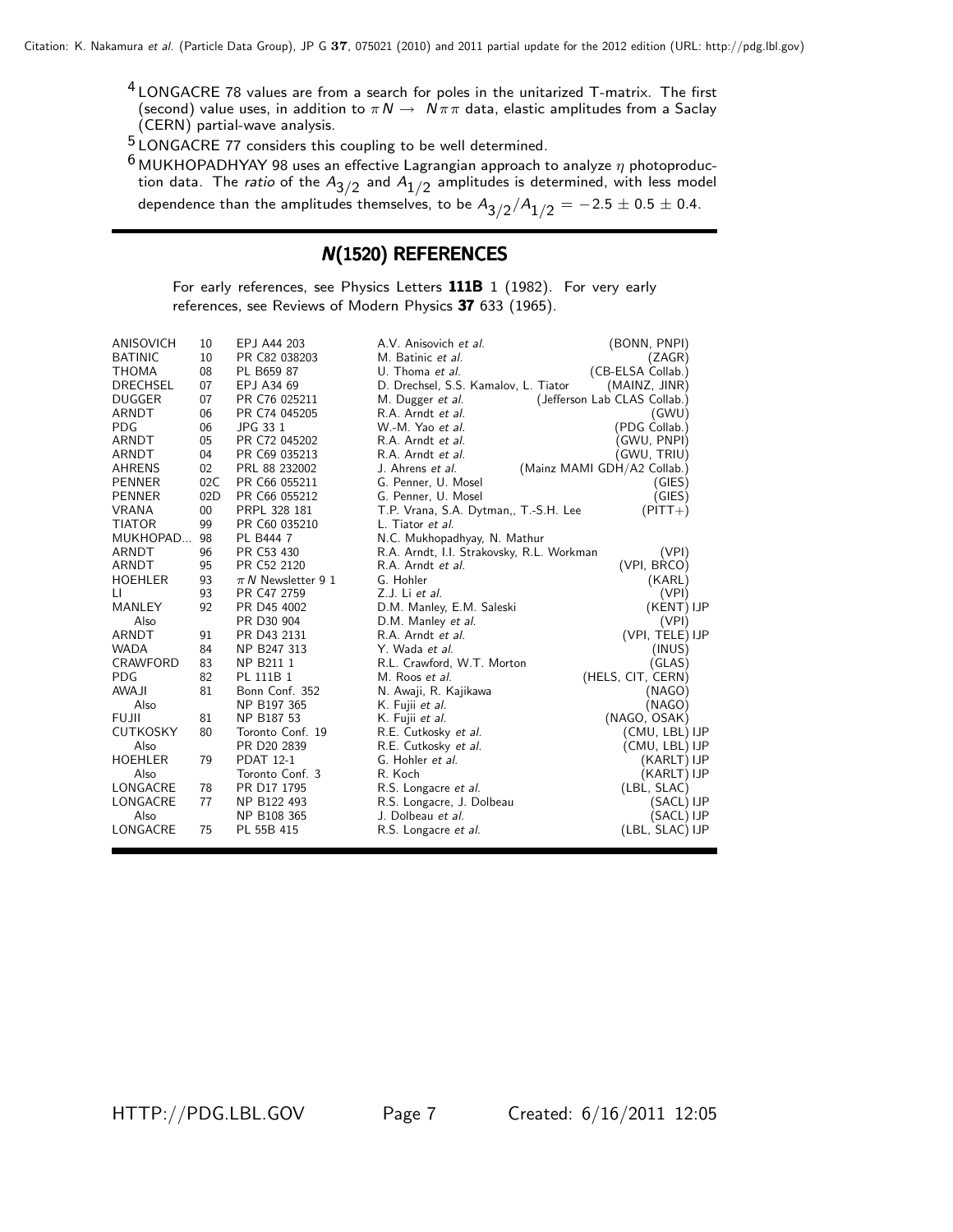[4] LONGACRE 78 values are from a search for poles in the unitarized T-matrix. The first (second) value uses, in addition to $\pi N \rightarrow N\pi\pi$ data, elastic amplitudes from a Saclay (CERN) partial-wave analysis.

[5] LONGACRE 77 considers this coupling to be well determined.

[6] MUKHOPADHYAY 98 uses an effective Lagrangian approach to analyze $\eta$ photoproduction data. The *ratio* of the $A_{3/2}$ and $A_{1/2}$ amplitudes is determined, with less model dependence than the amplitudes themselves, to be $A_{3/2}/A_{1/2} = -2.5 \pm 0.5 \pm 0.4$.

## N(1520) REFERENCES

For early references, see Physics Letters **111B** 1 (1982). For very early references, see Reviews of Modern Physics **37** 633 (1965).

| | | | | |
|---|---|---|---|---|
| ANISOVICH | 10 | EPJ A44 203 | A.V. Anisovich *et al.* | (BONN, PNPI) |
| BATINIC | 10 | PR C82 038203 | M. Batinic *et al.* | (ZAGR) |
| THOMA | 08 | PL B659 87 | U. Thoma *et al.* | (CB-ELSA Collab.) |
| DRECHSEL | 07 | EPJ A34 69 | D. Drechsel, S.S. Kamalov, L. Tiator | (MAINZ, JINR) |
| DUGGER | 07 | PR C76 025211 | M. Dugger *et al.* | (Jefferson Lab CLAS Collab.) |
| ARNDT | 06 | PR C74 045205 | R.A. Arndt *et al.* | (GWU) |
| PDG | 06 | JPG 33 1 | W.-M. Yao *et al.* | (PDG Collab.) |
| ARNDT | 05 | PR C72 045202 | R.A. Arndt *et al.* | (GWU, PNPI) |
| ARNDT | 04 | PR C69 035213 | R.A. Arndt *et al.* | (GWU, TRIU) |
| AHRENS | 02 | PRL 88 232002 | J. Ahrens *et al.* | (Mainz MAMI GDH/A2 Collab.) |
| PENNER | 02C | PR C66 055211 | G. Penner, U. Mosel | (GIES) |
| PENNER | 02D | PR C66 055212 | G. Penner, U. Mosel | (GIES) |
| VRANA | 00 | PRPL 328 181 | T.P. Vrana, S.A. Dytman,, T.-S.H. Lee | (PITT+) |
| TIATOR | 99 | PR C60 035210 | L. Tiator *et al.* | |
| MUKHOPAD... | 98 | PL B444 7 | N.C. Mukhopadhyay, N. Mathur | |
| ARNDT | 96 | PR C53 430 | R.A. Arndt, I.I. Strakovsky, R.L. Workman | (VPI) |
| ARNDT | 95 | PR C52 2120 | R.A. Arndt *et al.* | (VPI, BRCO) |
| HOEHLER | 93 | $\pi N$ Newsletter 9 1 | G. Hohler | (KARL) |
| LI | 93 | PR C47 2759 | Z.J. Li *et al.* | (VPI) |
| MANLEY | 92 | PR D45 4002 | D.M. Manley, E.M. Saleski | (KENT) IJP |
| Also | | PR D30 904 | D.M. Manley *et al.* | (VPI) |
| ARNDT | 91 | PR D43 2131 | R.A. Arndt *et al.* | (VPI, TELE) IJP |
| WADA | 84 | NP B247 313 | Y. Wada *et al.* | (INUS) |
| CRAWFORD | 83 | NP B211 1 | R.L. Crawford, W.T. Morton | (GLAS) |
| PDG | 82 | PL 111B 1 | M. Roos *et al.* | (HELS, CIT, CERN) |
| AWAJI | 81 | Bonn Conf. 352 | N. Awaji, R. Kajikawa | (NAGO) |
| Also | | NP B197 365 | K. Fujii *et al.* | (NAGO) |
| FUJII | 81 | NP B187 53 | K. Fujii *et al.* | (NAGO, OSAK) |
| CUTKOSKY | 80 | Toronto Conf. 19 | R.E. Cutkosky *et al.* | (CMU, LBL) IJP |
| Also | | PR D20 2839 | R.E. Cutkosky *et al.* | (CMU, LBL) IJP |
| HOEHLER | 79 | PDAT 12-1 | G. Hohler *et al.* | (KARLT) IJP |
| Also | | Toronto Conf. 3 | R. Koch | (KARLT) IJP |
| LONGACRE | 78 | PR D17 1795 | R.S. Longacre *et al.* | (LBL, SLAC) |
| LONGACRE | 77 | NP B122 493 | R.S. Longacre, J. Dolbeau | (SACL) IJP |
| Also | | NP B108 365 | J. Dolbeau *et al.* | (SACL) IJP |
| LONGACRE | 75 | PL 55B 415 | R.S. Longacre *et al.* | (LBL, SLAC) IJP |